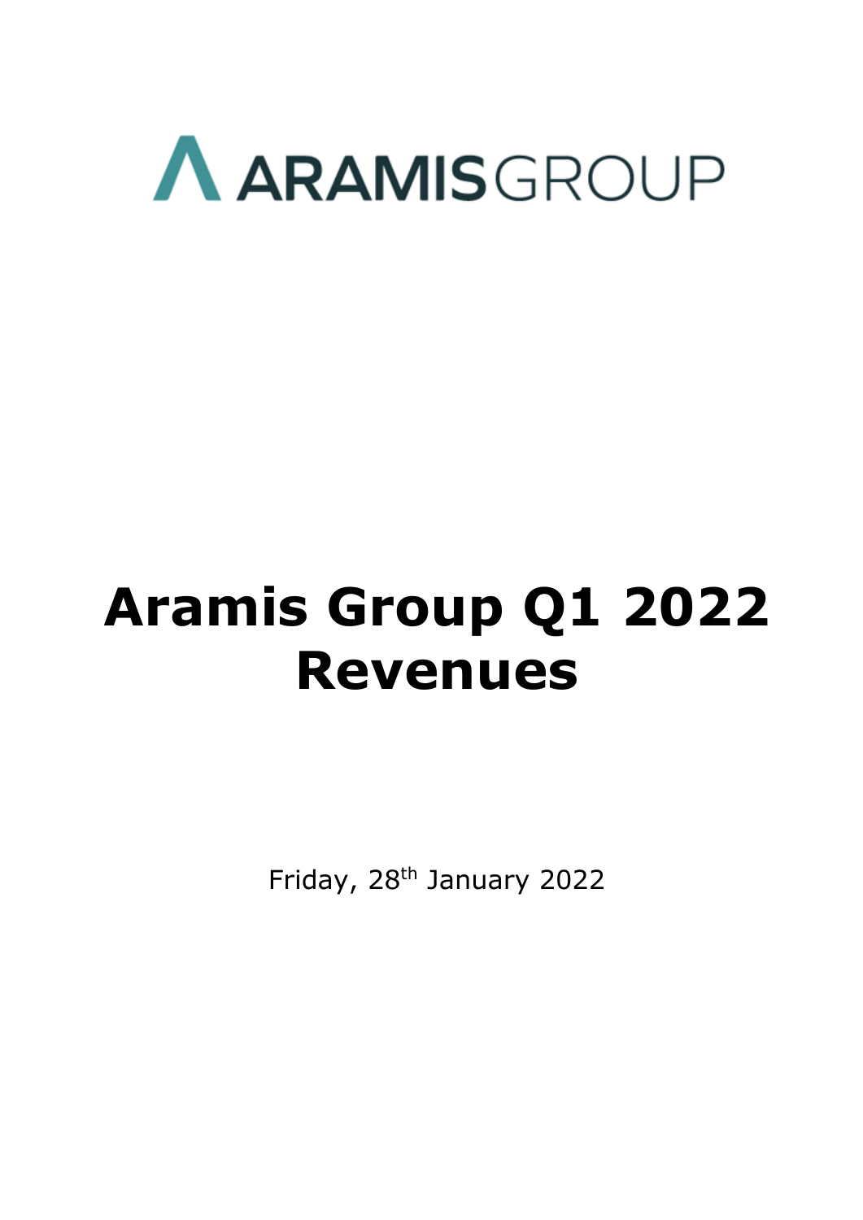ARAMIS GROUP

# Aramis Group Q1 2022 Revenues

Friday, 28th January 2022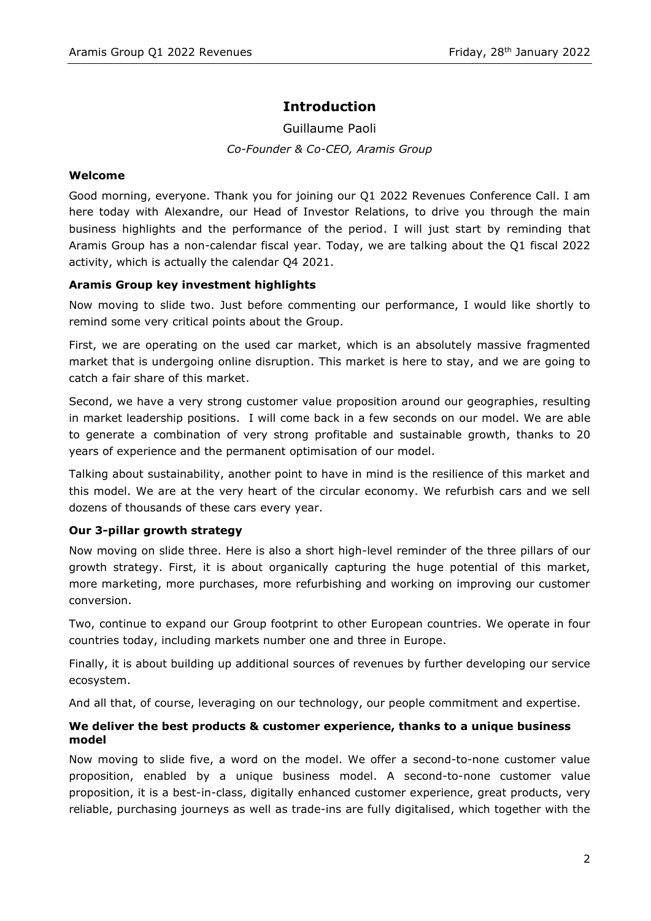## Introduction

Guillaume Paoli

*Co-Founder & Co-CEO, Aramis Group*

### Welcome

Good morning, everyone. Thank you for joining our Q1 2022 Revenues Conference Call. I am here today with Alexandre, our Head of Investor Relations, to drive you through the main business highlights and the performance of the period. I will just start by reminding that Aramis Group has a non-calendar fiscal year. Today, we are talking about the Q1 fiscal 2022 activity, which is actually the calendar Q4 2021.

### Aramis Group key investment highlights

Now moving to slide two. Just before commenting our performance, I would like shortly to remind some very critical points about the Group.

First, we are operating on the used car market, which is an absolutely massive fragmented market that is undergoing online disruption. This market is here to stay, and we are going to catch a fair share of this market.

Second, we have a very strong customer value proposition around our geographies, resulting in market leadership positions. I will come back in a few seconds on our model. We are able to generate a combination of very strong profitable and sustainable growth, thanks to 20 years of experience and the permanent optimisation of our model.

Talking about sustainability, another point to have in mind is the resilience of this market and this model. We are at the very heart of the circular economy. We refurbish cars and we sell dozens of thousands of these cars every year.

### Our 3-pillar growth strategy

Now moving on slide three. Here is also a short high-level reminder of the three pillars of our growth strategy. First, it is about organically capturing the huge potential of this market, more marketing, more purchases, more refurbishing and working on improving our customer conversion.

Two, continue to expand our Group footprint to other European countries. We operate in four countries today, including markets number one and three in Europe.

Finally, it is about building up additional sources of revenues by further developing our service ecosystem.

And all that, of course, leveraging on our technology, our people commitment and expertise.

### We deliver the best products & customer experience, thanks to a unique business model

Now moving to slide five, a word on the model. We offer a second-to-none customer value proposition, enabled by a unique business model. A second-to-none customer value proposition, it is a best-in-class, digitally enhanced customer experience, great products, very reliable, purchasing journeys as well as trade-ins are fully digitalised, which together with the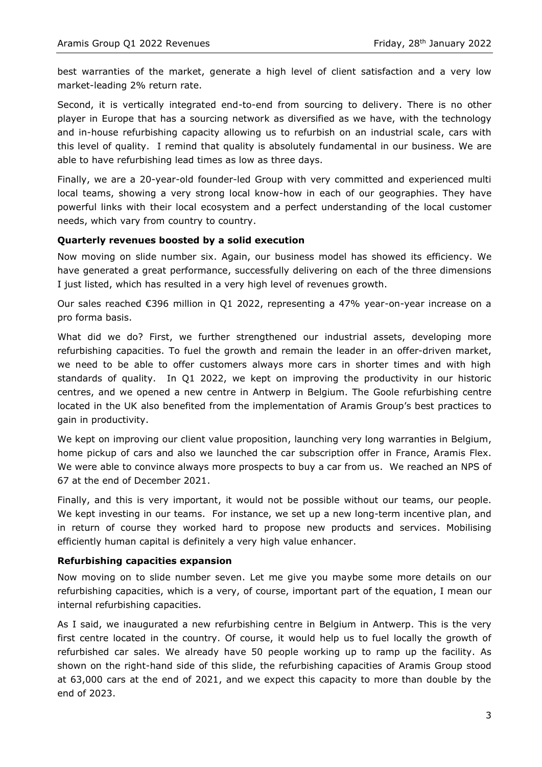best warranties of the market, generate a high level of client satisfaction and a very low market-leading 2% return rate.

Second, it is vertically integrated end-to-end from sourcing to delivery. There is no other player in Europe that has a sourcing network as diversified as we have, with the technology and in-house refurbishing capacity allowing us to refurbish on an industrial scale, cars with this level of quality. I remind that quality is absolutely fundamental in our business. We are able to have refurbishing lead times as low as three days.

Finally, we are a 20-year-old founder-led Group with very committed and experienced multi local teams, showing a very strong local know-how in each of our geographies. They have powerful links with their local ecosystem and a perfect understanding of the local customer needs, which vary from country to country.

**Quarterly revenues boosted by a solid execution**

Now moving on slide number six. Again, our business model has showed its efficiency. We have generated a great performance, successfully delivering on each of the three dimensions I just listed, which has resulted in a very high level of revenues growth.

Our sales reached €396 million in Q1 2022, representing a 47% year-on-year increase on a pro forma basis.

What did we do? First, we further strengthened our industrial assets, developing more refurbishing capacities. To fuel the growth and remain the leader in an offer-driven market, we need to be able to offer customers always more cars in shorter times and with high standards of quality. In Q1 2022, we kept on improving the productivity in our historic centres, and we opened a new centre in Antwerp in Belgium. The Goole refurbishing centre located in the UK also benefited from the implementation of Aramis Group's best practices to gain in productivity.

We kept on improving our client value proposition, launching very long warranties in Belgium, home pickup of cars and also we launched the car subscription offer in France, Aramis Flex. We were able to convince always more prospects to buy a car from us. We reached an NPS of 67 at the end of December 2021.

Finally, and this is very important, it would not be possible without our teams, our people. We kept investing in our teams. For instance, we set up a new long-term incentive plan, and in return of course they worked hard to propose new products and services. Mobilising efficiently human capital is definitely a very high value enhancer.

**Refurbishing capacities expansion**

Now moving on to slide number seven. Let me give you maybe some more details on our refurbishing capacities, which is a very, of course, important part of the equation, I mean our internal refurbishing capacities.

As I said, we inaugurated a new refurbishing centre in Belgium in Antwerp. This is the very first centre located in the country. Of course, it would help us to fuel locally the growth of refurbished car sales. We already have 50 people working up to ramp up the facility. As shown on the right-hand side of this slide, the refurbishing capacities of Aramis Group stood at 63,000 cars at the end of 2021, and we expect this capacity to more than double by the end of 2023.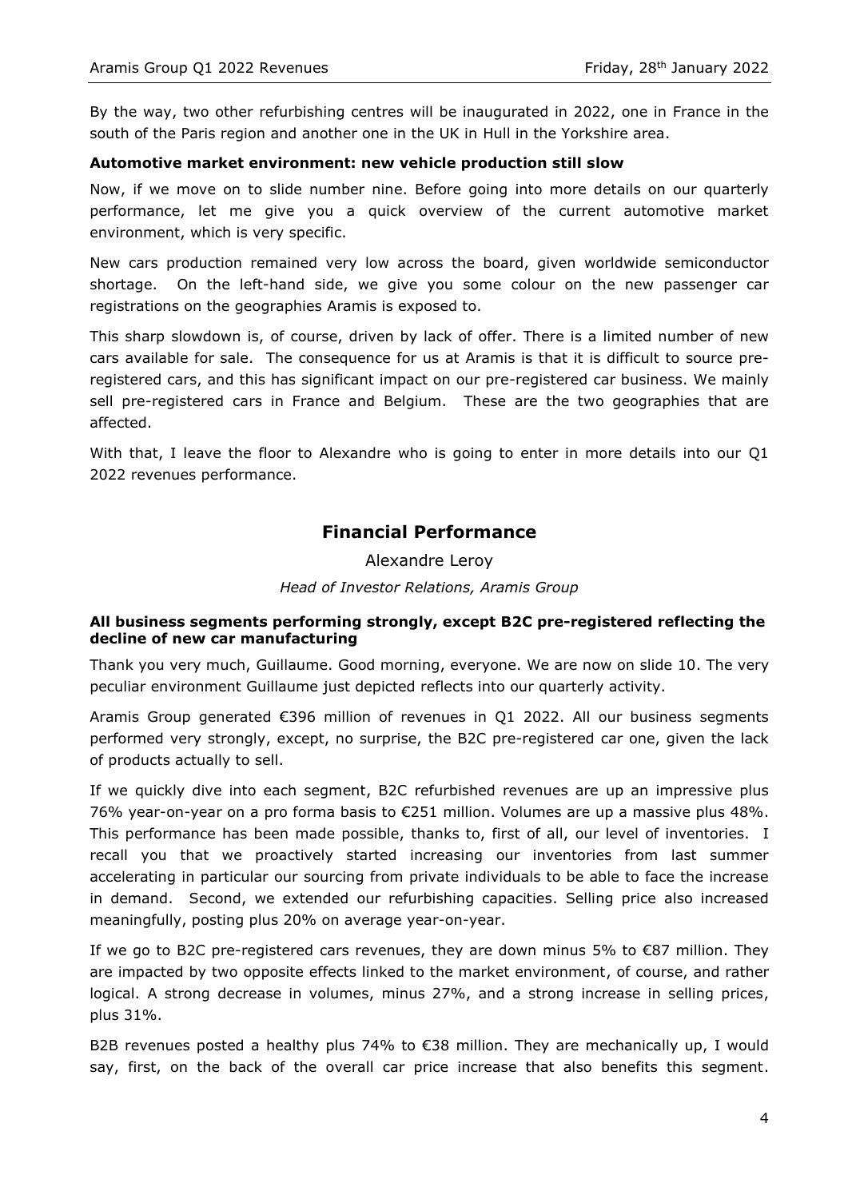By the way, two other refurbishing centres will be inaugurated in 2022, one in France in the south of the Paris region and another one in the UK in Hull in the Yorkshire area.

### Automotive market environment: new vehicle production still slow

Now, if we move on to slide number nine. Before going into more details on our quarterly performance, let me give you a quick overview of the current automotive market environment, which is very specific.

New cars production remained very low across the board, given worldwide semiconductor shortage. On the left-hand side, we give you some colour on the new passenger car registrations on the geographies Aramis is exposed to.

This sharp slowdown is, of course, driven by lack of offer. There is a limited number of new cars available for sale. The consequence for us at Aramis is that it is difficult to source pre-registered cars, and this has significant impact on our pre-registered car business. We mainly sell pre-registered cars in France and Belgium. These are the two geographies that are affected.

With that, I leave the floor to Alexandre who is going to enter in more details into our Q1 2022 revenues performance.

## Financial Performance

Alexandre Leroy

*Head of Investor Relations, Aramis Group*

### All business segments performing strongly, except B2C pre-registered reflecting the decline of new car manufacturing

Thank you very much, Guillaume. Good morning, everyone. We are now on slide 10. The very peculiar environment Guillaume just depicted reflects into our quarterly activity.

Aramis Group generated €396 million of revenues in Q1 2022. All our business segments performed very strongly, except, no surprise, the B2C pre-registered car one, given the lack of products actually to sell.

If we quickly dive into each segment, B2C refurbished revenues are up an impressive plus 76% year-on-year on a pro forma basis to €251 million. Volumes are up a massive plus 48%. This performance has been made possible, thanks to, first of all, our level of inventories. I recall you that we proactively started increasing our inventories from last summer accelerating in particular our sourcing from private individuals to be able to face the increase in demand. Second, we extended our refurbishing capacities. Selling price also increased meaningfully, posting plus 20% on average year-on-year.

If we go to B2C pre-registered cars revenues, they are down minus 5% to €87 million. They are impacted by two opposite effects linked to the market environment, of course, and rather logical. A strong decrease in volumes, minus 27%, and a strong increase in selling prices, plus 31%.

B2B revenues posted a healthy plus 74% to €38 million. They are mechanically up, I would say, first, on the back of the overall car price increase that also benefits this segment.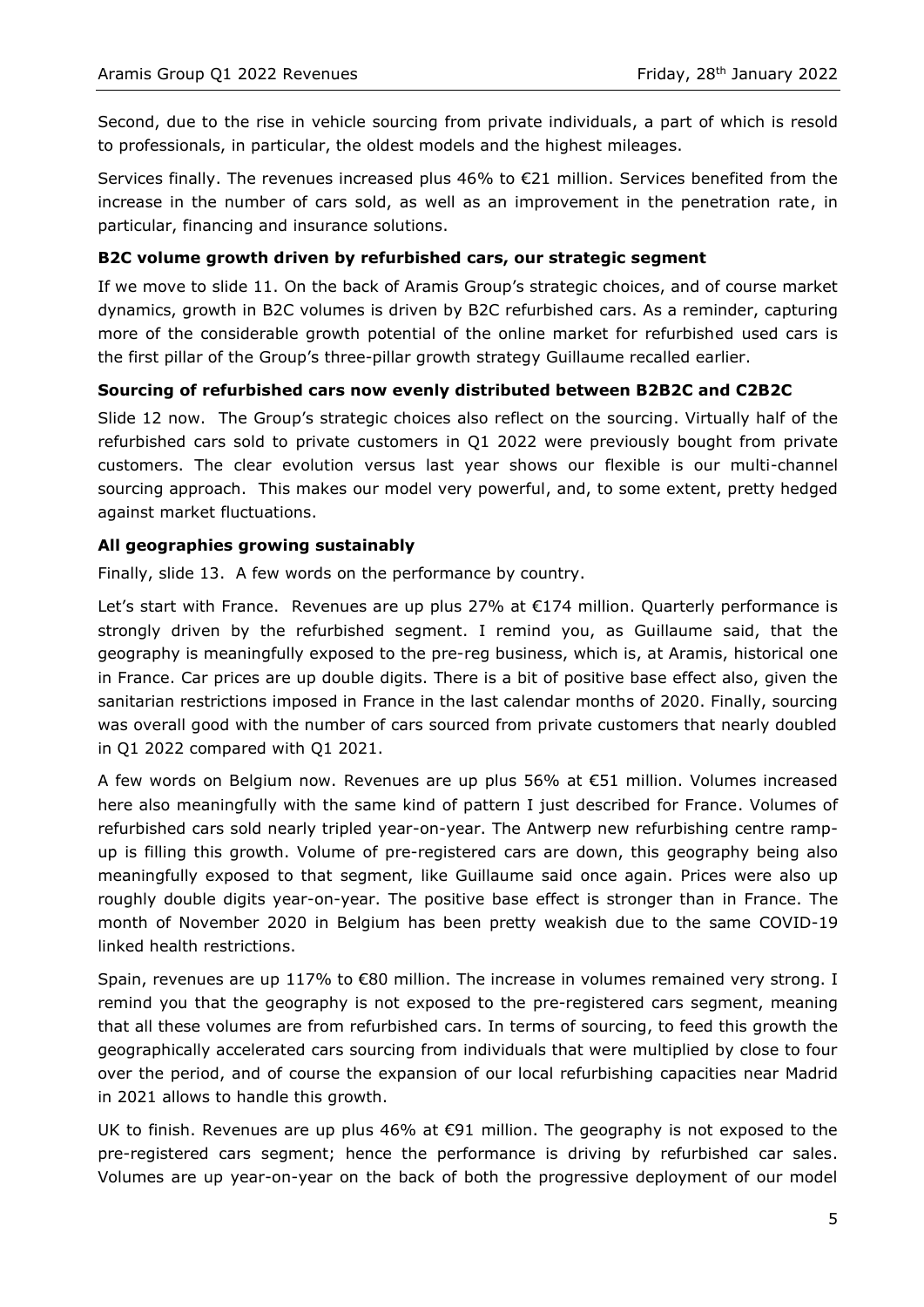Second, due to the rise in vehicle sourcing from private individuals, a part of which is resold to professionals, in particular, the oldest models and the highest mileages.

Services finally. The revenues increased plus 46% to €21 million. Services benefited from the increase in the number of cars sold, as well as an improvement in the penetration rate, in particular, financing and insurance solutions.

**B2C volume growth driven by refurbished cars, our strategic segment**

If we move to slide 11. On the back of Aramis Group's strategic choices, and of course market dynamics, growth in B2C volumes is driven by B2C refurbished cars. As a reminder, capturing more of the considerable growth potential of the online market for refurbished used cars is the first pillar of the Group's three-pillar growth strategy Guillaume recalled earlier.

**Sourcing of refurbished cars now evenly distributed between B2B2C and C2B2C**

Slide 12 now. The Group's strategic choices also reflect on the sourcing. Virtually half of the refurbished cars sold to private customers in Q1 2022 were previously bought from private customers. The clear evolution versus last year shows our flexible is our multi-channel sourcing approach. This makes our model very powerful, and, to some extent, pretty hedged against market fluctuations.

**All geographies growing sustainably**

Finally, slide 13. A few words on the performance by country.

Let's start with France. Revenues are up plus 27% at €174 million. Quarterly performance is strongly driven by the refurbished segment. I remind you, as Guillaume said, that the geography is meaningfully exposed to the pre-reg business, which is, at Aramis, historical one in France. Car prices are up double digits. There is a bit of positive base effect also, given the sanitarian restrictions imposed in France in the last calendar months of 2020. Finally, sourcing was overall good with the number of cars sourced from private customers that nearly doubled in Q1 2022 compared with Q1 2021.

A few words on Belgium now. Revenues are up plus 56% at €51 million. Volumes increased here also meaningfully with the same kind of pattern I just described for France. Volumes of refurbished cars sold nearly tripled year-on-year. The Antwerp new refurbishing centre ramp-up is filling this growth. Volume of pre-registered cars are down, this geography being also meaningfully exposed to that segment, like Guillaume said once again. Prices were also up roughly double digits year-on-year. The positive base effect is stronger than in France. The month of November 2020 in Belgium has been pretty weakish due to the same COVID-19 linked health restrictions.

Spain, revenues are up 117% to €80 million. The increase in volumes remained very strong. I remind you that the geography is not exposed to the pre-registered cars segment, meaning that all these volumes are from refurbished cars. In terms of sourcing, to feed this growth the geographically accelerated cars sourcing from individuals that were multiplied by close to four over the period, and of course the expansion of our local refurbishing capacities near Madrid in 2021 allows to handle this growth.

UK to finish. Revenues are up plus 46% at €91 million. The geography is not exposed to the pre-registered cars segment; hence the performance is driving by refurbished car sales. Volumes are up year-on-year on the back of both the progressive deployment of our model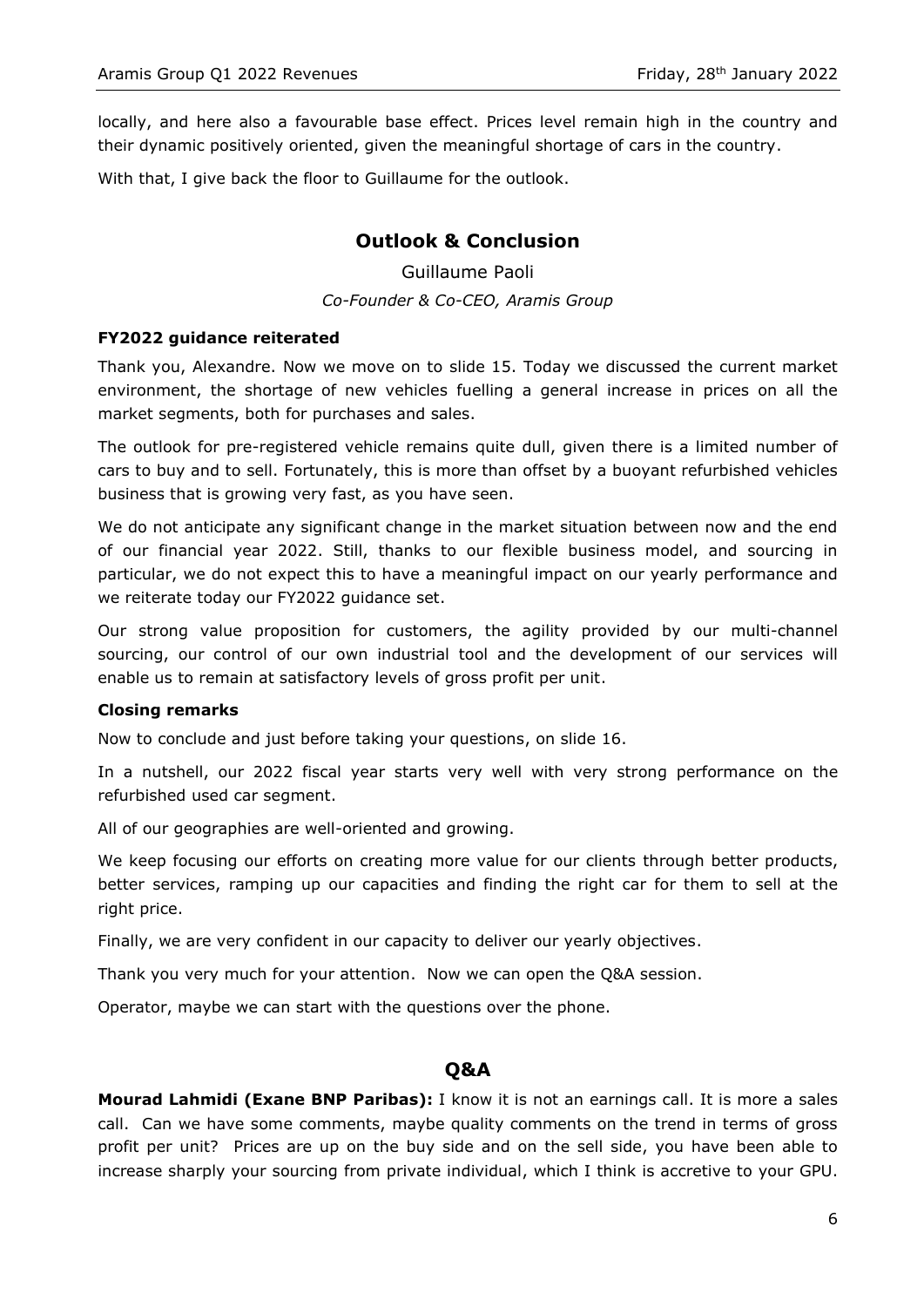locally, and here also a favourable base effect. Prices level remain high in the country and their dynamic positively oriented, given the meaningful shortage of cars in the country.

With that, I give back the floor to Guillaume for the outlook.

## Outlook & Conclusion

Guillaume Paoli

*Co-Founder & Co-CEO, Aramis Group*

### FY2022 guidance reiterated

Thank you, Alexandre. Now we move on to slide 15. Today we discussed the current market environment, the shortage of new vehicles fuelling a general increase in prices on all the market segments, both for purchases and sales.

The outlook for pre-registered vehicle remains quite dull, given there is a limited number of cars to buy and to sell. Fortunately, this is more than offset by a buoyant refurbished vehicles business that is growing very fast, as you have seen.

We do not anticipate any significant change in the market situation between now and the end of our financial year 2022. Still, thanks to our flexible business model, and sourcing in particular, we do not expect this to have a meaningful impact on our yearly performance and we reiterate today our FY2022 guidance set.

Our strong value proposition for customers, the agility provided by our multi-channel sourcing, our control of our own industrial tool and the development of our services will enable us to remain at satisfactory levels of gross profit per unit.

### Closing remarks

Now to conclude and just before taking your questions, on slide 16.

In a nutshell, our 2022 fiscal year starts very well with very strong performance on the refurbished used car segment.

All of our geographies are well-oriented and growing.

We keep focusing our efforts on creating more value for our clients through better products, better services, ramping up our capacities and finding the right car for them to sell at the right price.

Finally, we are very confident in our capacity to deliver our yearly objectives.

Thank you very much for your attention. Now we can open the Q&A session.

Operator, maybe we can start with the questions over the phone.

## Q&A

**Mourad Lahmidi (Exane BNP Paribas):** I know it is not an earnings call. It is more a sales call. Can we have some comments, maybe quality comments on the trend in terms of gross profit per unit? Prices are up on the buy side and on the sell side, you have been able to increase sharply your sourcing from private individual, which I think is accretive to your GPU.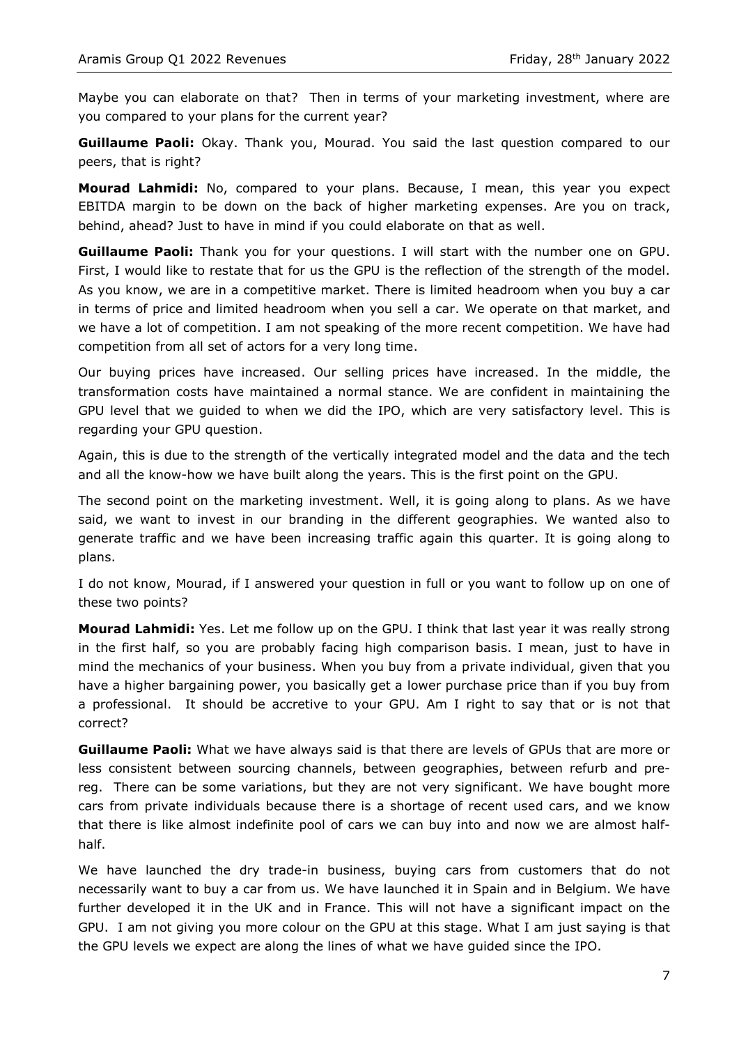Maybe you can elaborate on that? Then in terms of your marketing investment, where are you compared to your plans for the current year?

**Guillaume Paoli:** Okay. Thank you, Mourad. You said the last question compared to our peers, that is right?

**Mourad Lahmidi:** No, compared to your plans. Because, I mean, this year you expect EBITDA margin to be down on the back of higher marketing expenses. Are you on track, behind, ahead? Just to have in mind if you could elaborate on that as well.

**Guillaume Paoli:** Thank you for your questions. I will start with the number one on GPU. First, I would like to restate that for us the GPU is the reflection of the strength of the model. As you know, we are in a competitive market. There is limited headroom when you buy a car in terms of price and limited headroom when you sell a car. We operate on that market, and we have a lot of competition. I am not speaking of the more recent competition. We have had competition from all set of actors for a very long time.

Our buying prices have increased. Our selling prices have increased. In the middle, the transformation costs have maintained a normal stance. We are confident in maintaining the GPU level that we guided to when we did the IPO, which are very satisfactory level. This is regarding your GPU question.

Again, this is due to the strength of the vertically integrated model and the data and the tech and all the know-how we have built along the years. This is the first point on the GPU.

The second point on the marketing investment. Well, it is going along to plans. As we have said, we want to invest in our branding in the different geographies. We wanted also to generate traffic and we have been increasing traffic again this quarter. It is going along to plans.

I do not know, Mourad, if I answered your question in full or you want to follow up on one of these two points?

**Mourad Lahmidi:** Yes. Let me follow up on the GPU. I think that last year it was really strong in the first half, so you are probably facing high comparison basis. I mean, just to have in mind the mechanics of your business. When you buy from a private individual, given that you have a higher bargaining power, you basically get a lower purchase price than if you buy from a professional. It should be accretive to your GPU. Am I right to say that or is not that correct?

**Guillaume Paoli:** What we have always said is that there are levels of GPUs that are more or less consistent between sourcing channels, between geographies, between refurb and pre-reg. There can be some variations, but they are not very significant. We have bought more cars from private individuals because there is a shortage of recent used cars, and we know that there is like almost indefinite pool of cars we can buy into and now we are almost half-half.

We have launched the dry trade-in business, buying cars from customers that do not necessarily want to buy a car from us. We have launched it in Spain and in Belgium. We have further developed it in the UK and in France. This will not have a significant impact on the GPU. I am not giving you more colour on the GPU at this stage. What I am just saying is that the GPU levels we expect are along the lines of what we have guided since the IPO.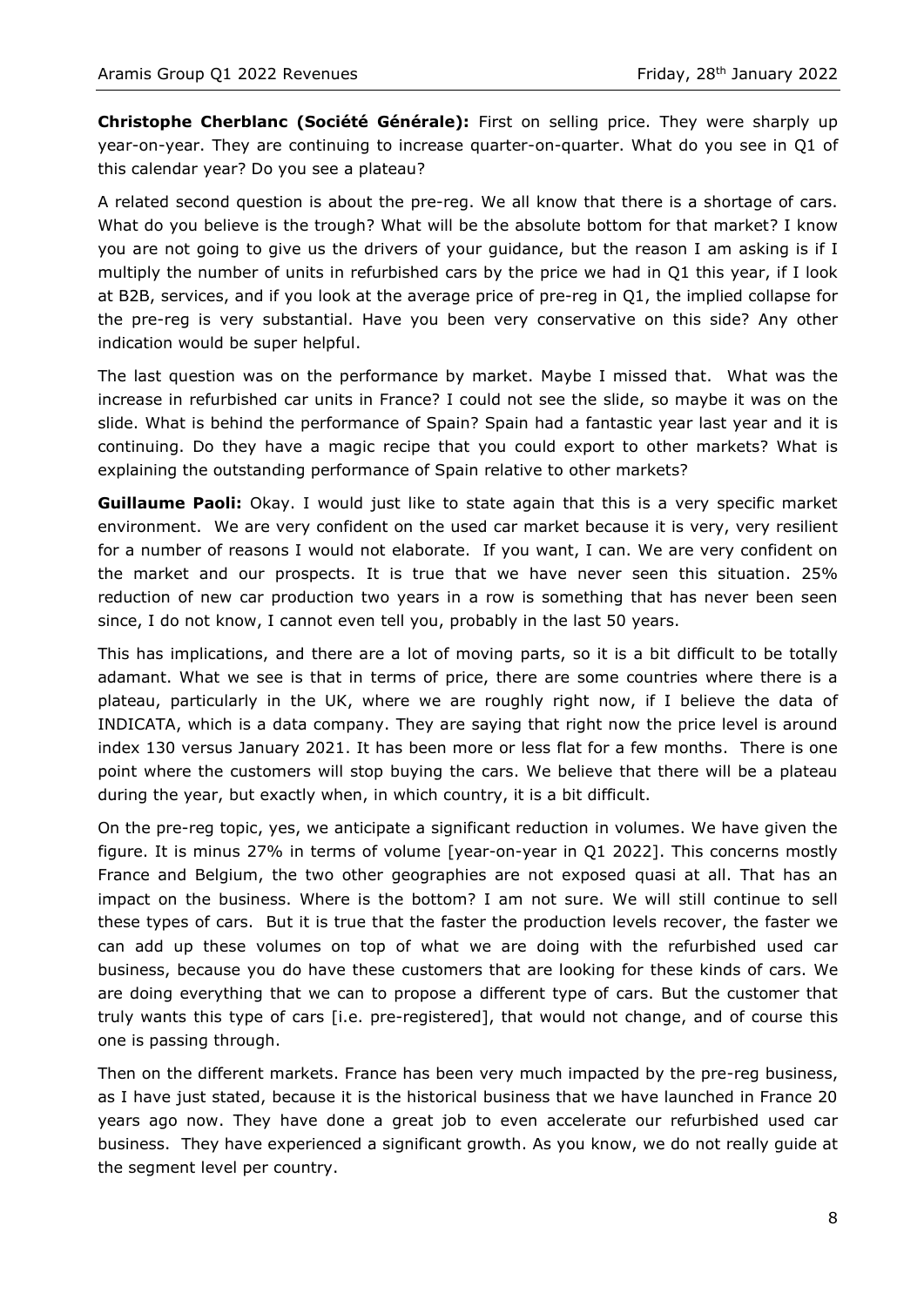**Christophe Cherblanc (Société Générale):** First on selling price. They were sharply up year-on-year. They are continuing to increase quarter-on-quarter. What do you see in Q1 of this calendar year? Do you see a plateau?

A related second question is about the pre-reg. We all know that there is a shortage of cars. What do you believe is the trough? What will be the absolute bottom for that market? I know you are not going to give us the drivers of your guidance, but the reason I am asking is if I multiply the number of units in refurbished cars by the price we had in Q1 this year, if I look at B2B, services, and if you look at the average price of pre-reg in Q1, the implied collapse for the pre-reg is very substantial. Have you been very conservative on this side? Any other indication would be super helpful.

The last question was on the performance by market. Maybe I missed that. What was the increase in refurbished car units in France? I could not see the slide, so maybe it was on the slide. What is behind the performance of Spain? Spain had a fantastic year last year and it is continuing. Do they have a magic recipe that you could export to other markets? What is explaining the outstanding performance of Spain relative to other markets?

**Guillaume Paoli:** Okay. I would just like to state again that this is a very specific market environment. We are very confident on the used car market because it is very, very resilient for a number of reasons I would not elaborate. If you want, I can. We are very confident on the market and our prospects. It is true that we have never seen this situation. 25% reduction of new car production two years in a row is something that has never been seen since, I do not know, I cannot even tell you, probably in the last 50 years.

This has implications, and there are a lot of moving parts, so it is a bit difficult to be totally adamant. What we see is that in terms of price, there are some countries where there is a plateau, particularly in the UK, where we are roughly right now, if I believe the data of INDICATA, which is a data company. They are saying that right now the price level is around index 130 versus January 2021. It has been more or less flat for a few months. There is one point where the customers will stop buying the cars. We believe that there will be a plateau during the year, but exactly when, in which country, it is a bit difficult.

On the pre-reg topic, yes, we anticipate a significant reduction in volumes. We have given the figure. It is minus 27% in terms of volume [year-on-year in Q1 2022]. This concerns mostly France and Belgium, the two other geographies are not exposed quasi at all. That has an impact on the business. Where is the bottom? I am not sure. We will still continue to sell these types of cars. But it is true that the faster the production levels recover, the faster we can add up these volumes on top of what we are doing with the refurbished used car business, because you do have these customers that are looking for these kinds of cars. We are doing everything that we can to propose a different type of cars. But the customer that truly wants this type of cars [i.e. pre-registered], that would not change, and of course this one is passing through.

Then on the different markets. France has been very much impacted by the pre-reg business, as I have just stated, because it is the historical business that we have launched in France 20 years ago now. They have done a great job to even accelerate our refurbished used car business. They have experienced a significant growth. As you know, we do not really guide at the segment level per country.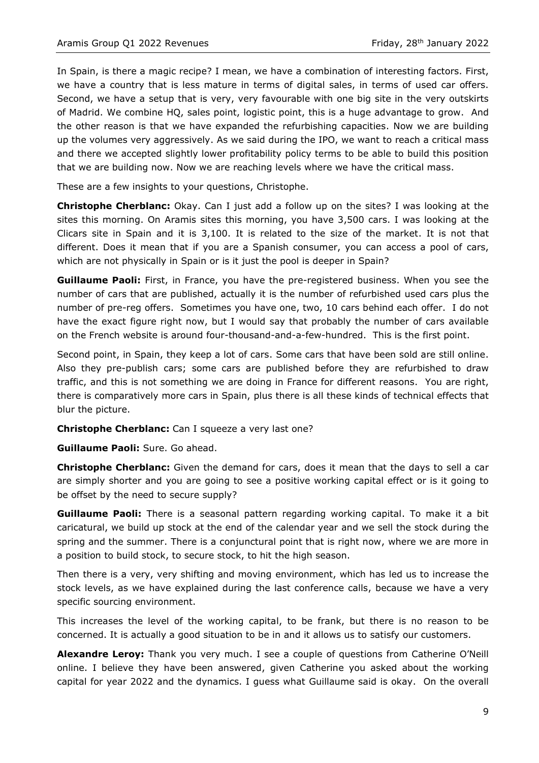In Spain, is there a magic recipe? I mean, we have a combination of interesting factors. First, we have a country that is less mature in terms of digital sales, in terms of used car offers. Second, we have a setup that is very, very favourable with one big site in the very outskirts of Madrid. We combine HQ, sales point, logistic point, this is a huge advantage to grow. And the other reason is that we have expanded the refurbishing capacities. Now we are building up the volumes very aggressively. As we said during the IPO, we want to reach a critical mass and there we accepted slightly lower profitability policy terms to be able to build this position that we are building now. Now we are reaching levels where we have the critical mass.

These are a few insights to your questions, Christophe.

**Christophe Cherblanc:** Okay. Can I just add a follow up on the sites? I was looking at the sites this morning. On Aramis sites this morning, you have 3,500 cars. I was looking at the Clicars site in Spain and it is 3,100. It is related to the size of the market. It is not that different. Does it mean that if you are a Spanish consumer, you can access a pool of cars, which are not physically in Spain or is it just the pool is deeper in Spain?

**Guillaume Paoli:** First, in France, you have the pre-registered business. When you see the number of cars that are published, actually it is the number of refurbished used cars plus the number of pre-reg offers. Sometimes you have one, two, 10 cars behind each offer. I do not have the exact figure right now, but I would say that probably the number of cars available on the French website is around four-thousand-and-a-few-hundred. This is the first point.

Second point, in Spain, they keep a lot of cars. Some cars that have been sold are still online. Also they pre-publish cars; some cars are published before they are refurbished to draw traffic, and this is not something we are doing in France for different reasons. You are right, there is comparatively more cars in Spain, plus there is all these kinds of technical effects that blur the picture.

**Christophe Cherblanc:** Can I squeeze a very last one?

**Guillaume Paoli:** Sure. Go ahead.

**Christophe Cherblanc:** Given the demand for cars, does it mean that the days to sell a car are simply shorter and you are going to see a positive working capital effect or is it going to be offset by the need to secure supply?

**Guillaume Paoli:** There is a seasonal pattern regarding working capital. To make it a bit caricatural, we build up stock at the end of the calendar year and we sell the stock during the spring and the summer. There is a conjunctural point that is right now, where we are more in a position to build stock, to secure stock, to hit the high season.

Then there is a very, very shifting and moving environment, which has led us to increase the stock levels, as we have explained during the last conference calls, because we have a very specific sourcing environment.

This increases the level of the working capital, to be frank, but there is no reason to be concerned. It is actually a good situation to be in and it allows us to satisfy our customers.

**Alexandre Leroy:** Thank you very much. I see a couple of questions from Catherine O'Neill online. I believe they have been answered, given Catherine you asked about the working capital for year 2022 and the dynamics. I guess what Guillaume said is okay. On the overall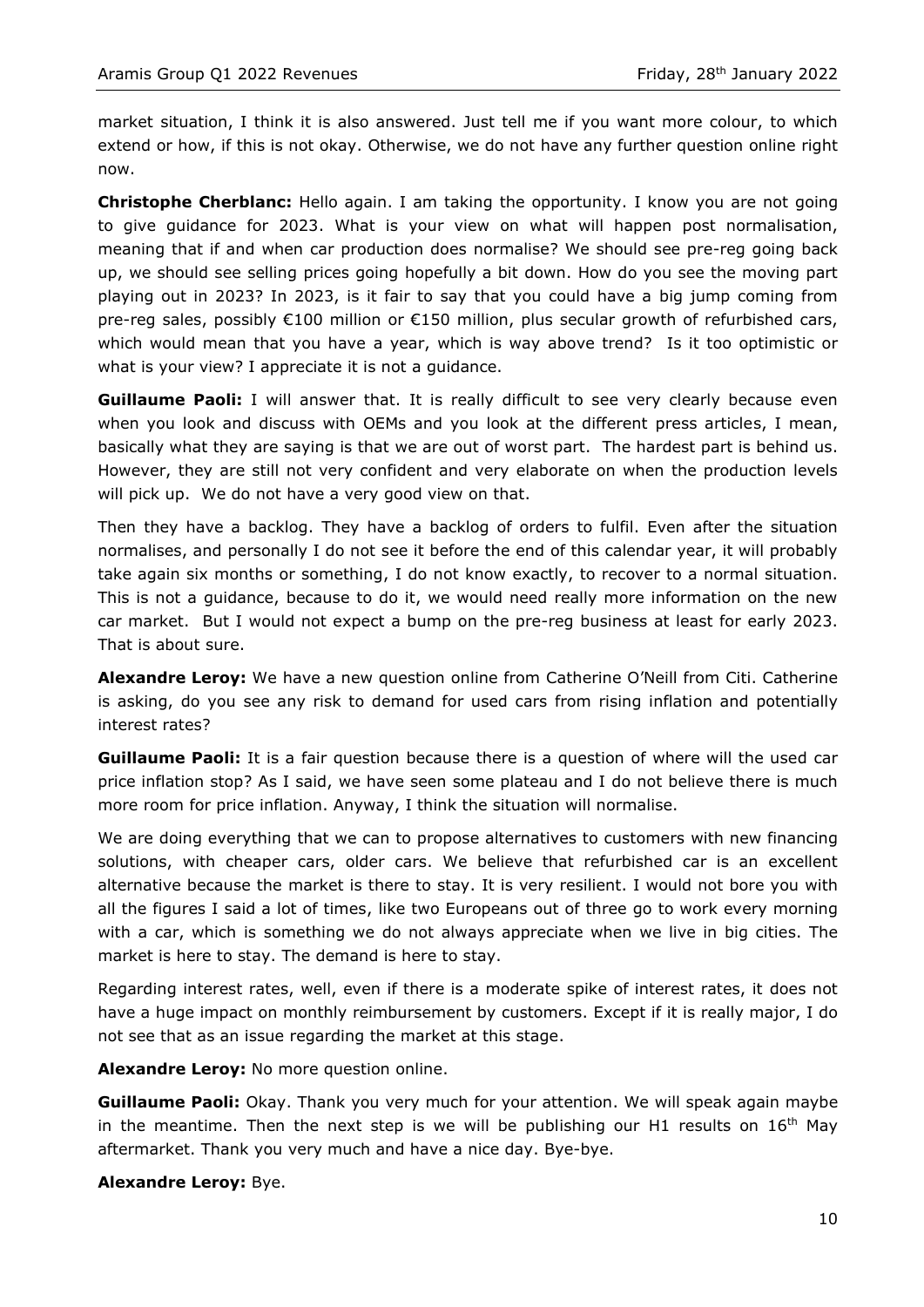market situation, I think it is also answered. Just tell me if you want more colour, to which extend or how, if this is not okay. Otherwise, we do not have any further question online right now.

**Christophe Cherblanc:** Hello again. I am taking the opportunity. I know you are not going to give guidance for 2023. What is your view on what will happen post normalisation, meaning that if and when car production does normalise? We should see pre-reg going back up, we should see selling prices going hopefully a bit down. How do you see the moving part playing out in 2023? In 2023, is it fair to say that you could have a big jump coming from pre-reg sales, possibly €100 million or €150 million, plus secular growth of refurbished cars, which would mean that you have a year, which is way above trend? Is it too optimistic or what is your view? I appreciate it is not a guidance.

**Guillaume Paoli:** I will answer that. It is really difficult to see very clearly because even when you look and discuss with OEMs and you look at the different press articles, I mean, basically what they are saying is that we are out of worst part. The hardest part is behind us. However, they are still not very confident and very elaborate on when the production levels will pick up. We do not have a very good view on that.

Then they have a backlog. They have a backlog of orders to fulfil. Even after the situation normalises, and personally I do not see it before the end of this calendar year, it will probably take again six months or something, I do not know exactly, to recover to a normal situation. This is not a guidance, because to do it, we would need really more information on the new car market. But I would not expect a bump on the pre-reg business at least for early 2023. That is about sure.

**Alexandre Leroy:** We have a new question online from Catherine O'Neill from Citi. Catherine is asking, do you see any risk to demand for used cars from rising inflation and potentially interest rates?

**Guillaume Paoli:** It is a fair question because there is a question of where will the used car price inflation stop? As I said, we have seen some plateau and I do not believe there is much more room for price inflation. Anyway, I think the situation will normalise.

We are doing everything that we can to propose alternatives to customers with new financing solutions, with cheaper cars, older cars. We believe that refurbished car is an excellent alternative because the market is there to stay. It is very resilient. I would not bore you with all the figures I said a lot of times, like two Europeans out of three go to work every morning with a car, which is something we do not always appreciate when we live in big cities. The market is here to stay. The demand is here to stay.

Regarding interest rates, well, even if there is a moderate spike of interest rates, it does not have a huge impact on monthly reimbursement by customers. Except if it is really major, I do not see that as an issue regarding the market at this stage.

**Alexandre Leroy:** No more question online.

**Guillaume Paoli:** Okay. Thank you very much for your attention. We will speak again maybe in the meantime. Then the next step is we will be publishing our H1 results on 16th May aftermarket. Thank you very much and have a nice day. Bye-bye.

**Alexandre Leroy:** Bye.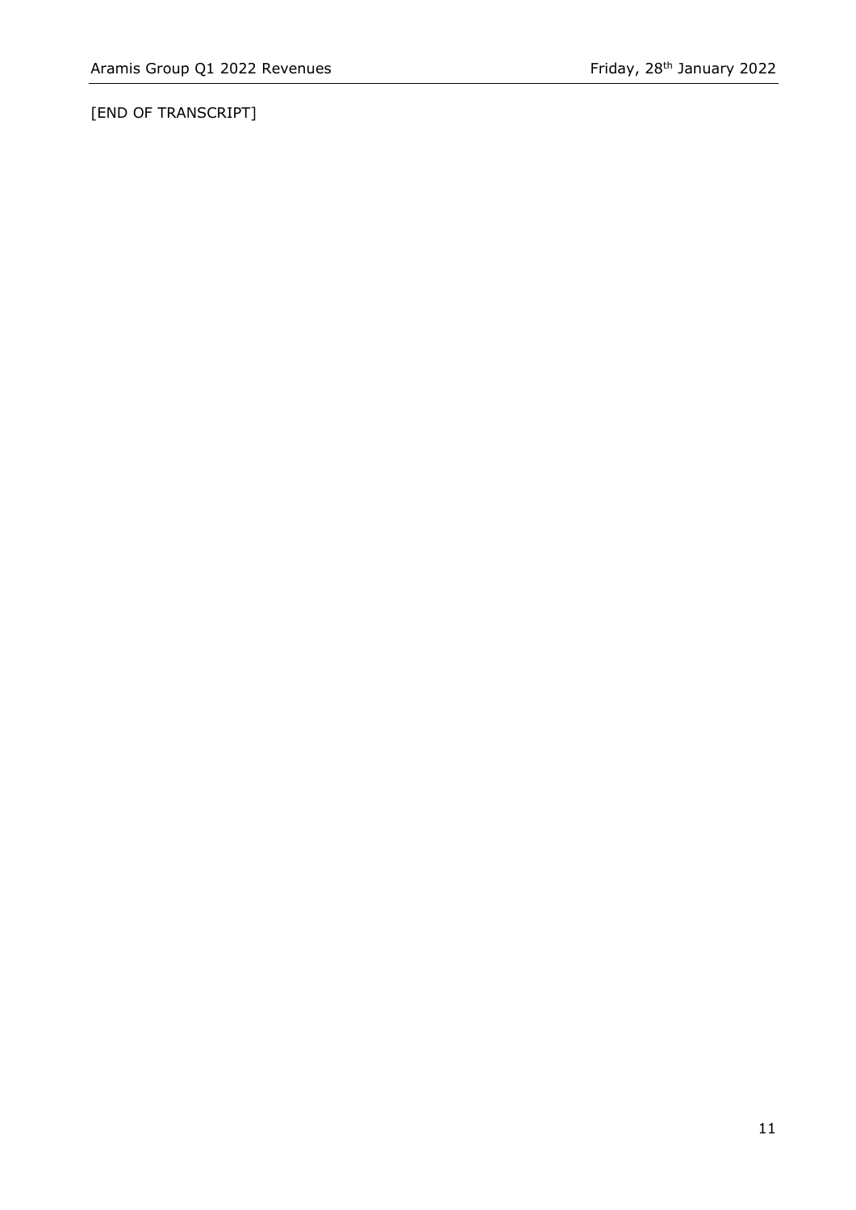[END OF TRANSCRIPT]